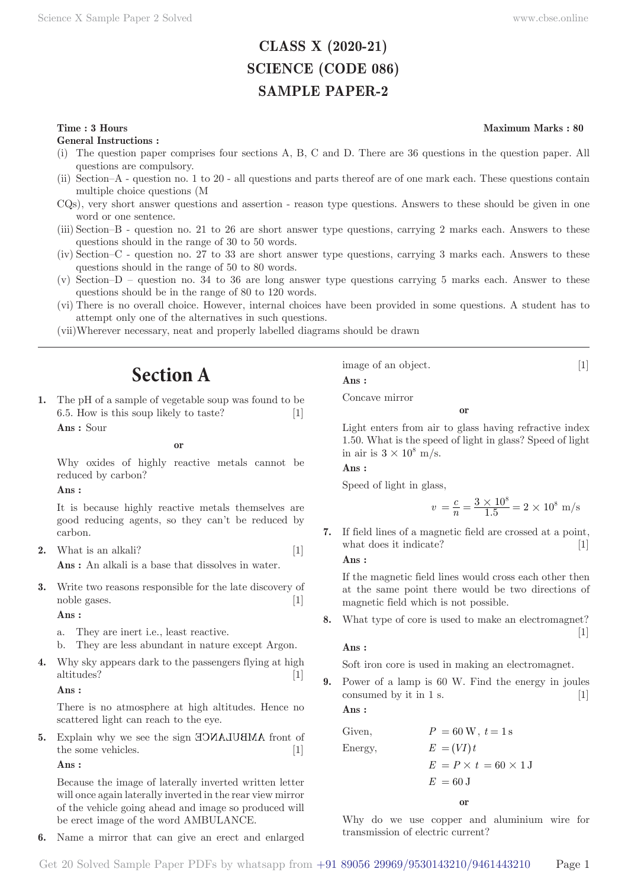# CLASS X (2020-21)
# SCIENCE (CODE 086)
# SAMPLE PAPER-2

**Time : 3 Hours** **Maximum Marks : 80**

**General Instructions :**

(i) The question paper comprises four sections A, B, C and D. There are 36 questions in the question paper. All questions are compulsory.

(ii) Section–A - question no. 1 to 20 - all questions and parts thereof are of one mark each. These questions contain multiple choice questions (M

CQs), very short answer questions and assertion - reason type questions. Answers to these should be given in one word or one sentence.

(iii) Section–B - question no. 21 to 26 are short answer type questions, carrying 2 marks each. Answers to these questions should in the range of 30 to 50 words.

(iv) Section–C - question no. 27 to 33 are short answer type questions, carrying 3 marks each. Answers to these questions should in the range of 50 to 80 words.

(v) Section–D – question no. 34 to 36 are long answer type questions carrying 5 marks each. Answer to these questions should be in the range of 80 to 120 words.

(vi) There is no overall choice. However, internal choices have been provided in some questions. A student has to attempt only one of the alternatives in such questions.

(vii) Wherever necessary, neat and properly labelled diagrams should be drawn

---

## Section A

**1.** The pH of a sample of vegetable soup was found to be 6.5. How is this soup likely to taste? [1]

**Ans :** Sour

**or**

Why oxides of highly reactive metals cannot be reduced by carbon?

**Ans :**

It is because highly reactive metals themselves are good reducing agents, so they can't be reduced by carbon.

**2.** What is an alkali? [1]

**Ans :** An alkali is a base that dissolves in water.

**3.** Write two reasons responsible for the late discovery of noble gases. [1]

**Ans :**

a. They are inert i.e., least reactive.
b. They are less abundant in nature except Argon.

**4.** Why sky appears dark to the passengers flying at high altitudes? [1]

**Ans :**

There is no atmosphere at high altitudes. Hence no scattered light can reach to the eye.

**5.** Explain why we see the sign ƎƆИA⅃UBMA front of the some vehicles. [1]

**Ans :**

Because the image of laterally inverted written letter will once again laterally inverted in the rear view mirror of the vehicle going ahead and image so produced will be erect image of the word AMBULANCE.

**6.** Name a mirror that can give an erect and enlarged image of an object. [1]

**Ans :**

Concave mirror

**or**

Light enters from air to glass having refractive index 1.50. What is the speed of light in glass? Speed of light in air is $3 \times 10^8$ m/s.

**Ans :**

Speed of light in glass,

$$v = \frac{c}{n} = \frac{3 \times 10^8}{1.5} = 2 \times 10^8 \text{ m/s}$$

**7.** If field lines of a magnetic field are crossed at a point, what does it indicate? [1]

**Ans :**

If the magnetic field lines would cross each other then at the same point there would be two directions of magnetic field which is not possible.

**8.** What type of core is used to make an electromagnet? [1]

**Ans :**

Soft iron core is used in making an electromagnet.

**9.** Power of a lamp is 60 W. Find the energy in joules consumed by it in 1 s. [1]

**Ans :**

Given, $P = 60\text{ W},\ t = 1\text{ s}$

Energy, $E = (VI)t$

$E = P \times t = 60 \times 1\text{ J}$

$E = 60\text{ J}$

**or**

Why do we use copper and aluminium wire for transmission of electric current?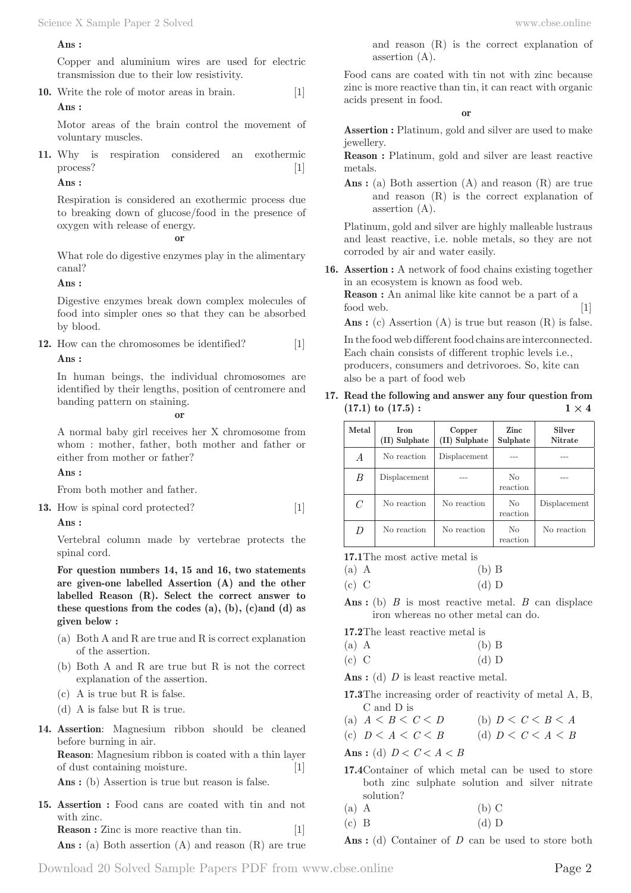**Ans :**

Copper and aluminium wires are used for electric transmission due to their low resistivity.

**10.** Write the role of motor areas in brain. [1]

**Ans :**

Motor areas of the brain control the movement of voluntary muscles.

**11.** Why is respiration considered an exothermic process? [1]

**Ans :**

Respiration is considered an exothermic process due to breaking down of glucose/food in the presence of oxygen with release of energy.

**or**

What role do digestive enzymes play in the alimentary canal?

**Ans :**

Digestive enzymes break down complex molecules of food into simpler ones so that they can be absorbed by blood.

**12.** How can the chromosomes be identified? [1]

**Ans :**

In human beings, the individual chromosomes are identified by their lengths, position of centromere and banding pattern on staining.

**or**

A normal baby girl receives her X chromosome from whom : mother, father, both mother and father or either from mother or father?

**Ans :**

From both mother and father.

**13.** How is spinal cord protected? [1]

**Ans :**

Vertebral column made by vertebrae protects the spinal cord.

**For question numbers 14, 15 and 16, two statements are given-one labelled Assertion (A) and the other labelled Reason (R). Select the correct answer to these questions from the codes (a), (b), (c)and (d) as given below :**

(a) Both A and R are true and R is correct explanation of the assertion.
(b) Both A and R are true but R is not the correct explanation of the assertion.
(c) A is true but R is false.
(d) A is false but R is true.

**14. Assertion**: Magnesium ribbon should be cleaned before burning in air.
**Reason**: Magnesium ribbon is coated with a thin layer of dust containing moisture. [1]

**Ans :** (b) Assertion is true but reason is false.

**15. Assertion :** Food cans are coated with tin and not with zinc.
**Reason :** Zinc is more reactive than tin. [1]

**Ans :** (a) Both assertion (A) and reason (R) are true and reason (R) is the correct explanation of assertion (A).

Food cans are coated with tin not with zinc because zinc is more reactive than tin, it can react with organic acids present in food.

**or**

**Assertion :** Platinum, gold and silver are used to make jewellery.
**Reason :** Platinum, gold and silver are least reactive metals.

**Ans :** (a) Both assertion (A) and reason (R) are true and reason (R) is the correct explanation of assertion (A).

Platinum, gold and silver are highly malleable lustraus and least reactive, i.e. noble metals, so they are not corroded by air and water easily.

**16. Assertion :** A network of food chains existing together in an ecosystem is known as food web.
**Reason :** An animal like kite cannot be a part of a food web. [1]

**Ans :** (c) Assertion (A) is true but reason (R) is false.

In the food web different food chains are interconnected. Each chain consists of different trophic levels i.e., producers, consumers and detrivoroes. So, kite can also be a part of food web

**17. Read the following and answer any four question from (17.1) to (17.5) :** $1 \times 4$

| Metal | Iron (II) Sulphate | Copper (II) Sulphate | Zinc Sulphate | Silver Nitrate |
|---|---|---|---|---|
| $A$ | No reaction | Displacement | --- | --- |
| $B$ | Displacement | --- | No reaction | --- |
| $C$ | No reaction | No reaction | No reaction | Displacement |
| $D$ | No reaction | No reaction | No reaction | No reaction |

**17.1** The most active metal is
(a) A (b) B
(c) C (d) D

**Ans :** (b) $B$ is most reactive metal. $B$ can displace iron whereas no other metal can do.

**17.2** The least reactive metal is
(a) A (b) B
(c) C (d) D

**Ans :** (d) $D$ is least reactive metal.

**17.3** The increasing order of reactivity of metal A, B, C and D is
(a) $A < B < C < D$ (b) $D < C < B < A$
(c) $D < A < C < B$ (d) $D < C < A < B$

**Ans :** (d) $D < C < A < B$

**17.4** Container of which metal can be used to store both zinc sulphate solution and silver nitrate solution?
(a) A (b) C
(c) B (d) D

**Ans :** (d) Container of $D$ can be used to store both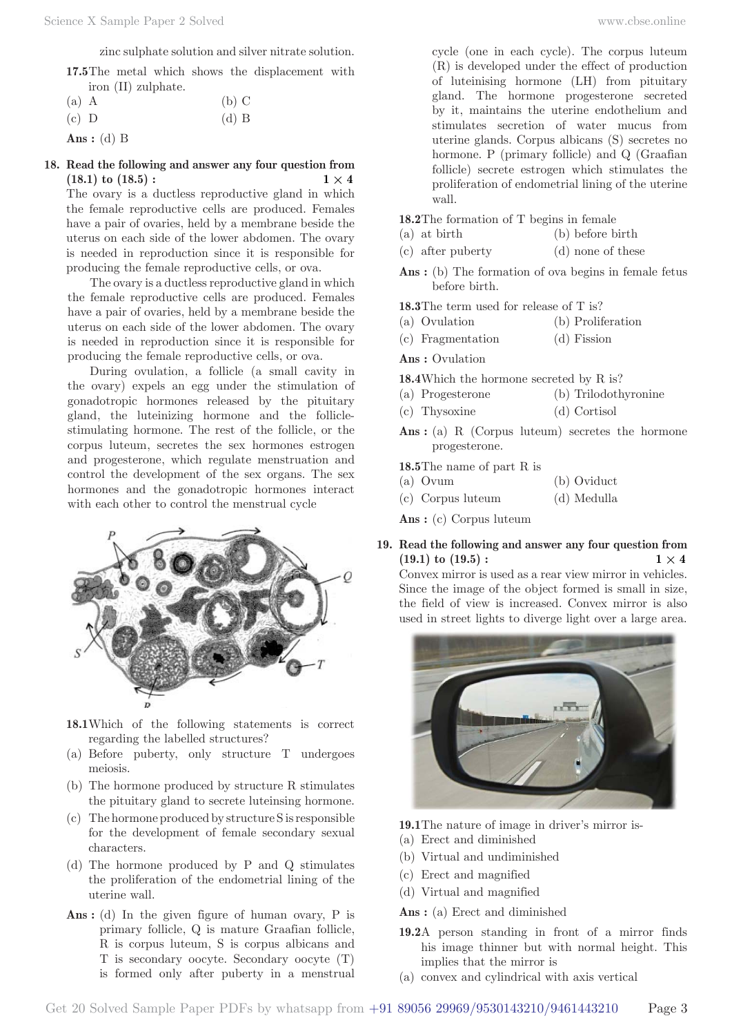zinc sulphate solution and silver nitrate solution.

**17.5** The metal which shows the displacement with iron (II) zulphate.

(a) A (b) C

(c) D (d) B

**Ans :** (d) B

**18. Read the following and answer any four question from (18.1) to (18.5) : $1 \times 4$**

The ovary is a ductless reproductive gland in which the female reproductive cells are produced. Females have a pair of ovaries, held by a membrane beside the uterus on each side of the lower abdomen. The ovary is needed in reproduction since it is responsible for producing the female reproductive cells, or ova.

The ovary is a ductless reproductive gland in which the female reproductive cells are produced. Females have a pair of ovaries, held by a membrane beside the uterus on each side of the lower abdomen. The ovary is needed in reproduction since it is responsible for producing the female reproductive cells, or ova.

During ovulation, a follicle (a small cavity in the ovary) expels an egg under the stimulation of gonadotropic hormones released by the pituitary gland, the luteinizing hormone and the follicle-stimulating hormone. The rest of the follicle, or the corpus luteum, secretes the sex hormones estrogen and progesterone, which regulate menstruation and control the development of the sex organs. The sex hormones and the gonadotropic hormones interact with each other to control the menstrual cycle

**18.1** Which of the following statements is correct regarding the labelled structures?

(a) Before puberty, only structure T undergoes meiosis.

(b) The hormone produced by structure R stimulates the pituitary gland to secrete luteinsing hormone.

(c) The hormone produced by structure S is responsible for the development of female secondary sexual characters.

(d) The hormone produced by P and Q stimulates the proliferation of the endometrial lining of the uterine wall.

**Ans :** (d) In the given figure of human ovary, P is primary follicle, Q is mature Graafian follicle, R is corpus luteum, S is corpus albicans and T is secondary oocyte. Secondary oocyte (T) is formed only after puberty in a menstrual cycle (one in each cycle). The corpus luteum (R) is developed under the effect of production of luteinising hormone (LH) from pituitary gland. The hormone progesterone secreted by it, maintains the uterine endothelium and stimulates secretion of water mucus from uterine glands. Corpus albicans (S) secretes no hormone. P (primary follicle) and Q (Graafian follicle) secrete estrogen which stimulates the proliferation of endometrial lining of the uterine wall.

**18.2** The formation of T begins in female

(a) at birth (b) before birth

(c) after puberty (d) none of these

**Ans :** (b) The formation of ova begins in female fetus before birth.

**18.3** The term used for release of T is?

(a) Ovulation (b) Proliferation

(c) Fragmentation (d) Fission

**Ans :** Ovulation

**18.4** Which the hormone secreted by R is?

(a) Progesterone (b) Trilodothyronine

(c) Thysoxine (d) Cortisol

**Ans :** (a) R (Corpus luteum) secretes the hormone progesterone.

**18.5** The name of part R is

(a) Ovum (b) Oviduct

(c) Corpus luteum (d) Medulla

**Ans :** (c) Corpus luteum

**19. Read the following and answer any four question from (19.1) to (19.5) : $1 \times 4$**

Convex mirror is used as a rear view mirror in vehicles. Since the image of the object formed is small in size, the field of view is increased. Convex mirror is also used in street lights to diverge light over a large area.

**19.1** The nature of image in driver's mirror is-

(a) Erect and diminished

(b) Virtual and undiminished

(c) Erect and magnified

(d) Virtual and magnified

**Ans :** (a) Erect and diminished

**19.2** A person standing in front of a mirror finds his image thinner but with normal height. This implies that the mirror is

(a) convex and cylindrical with axis vertical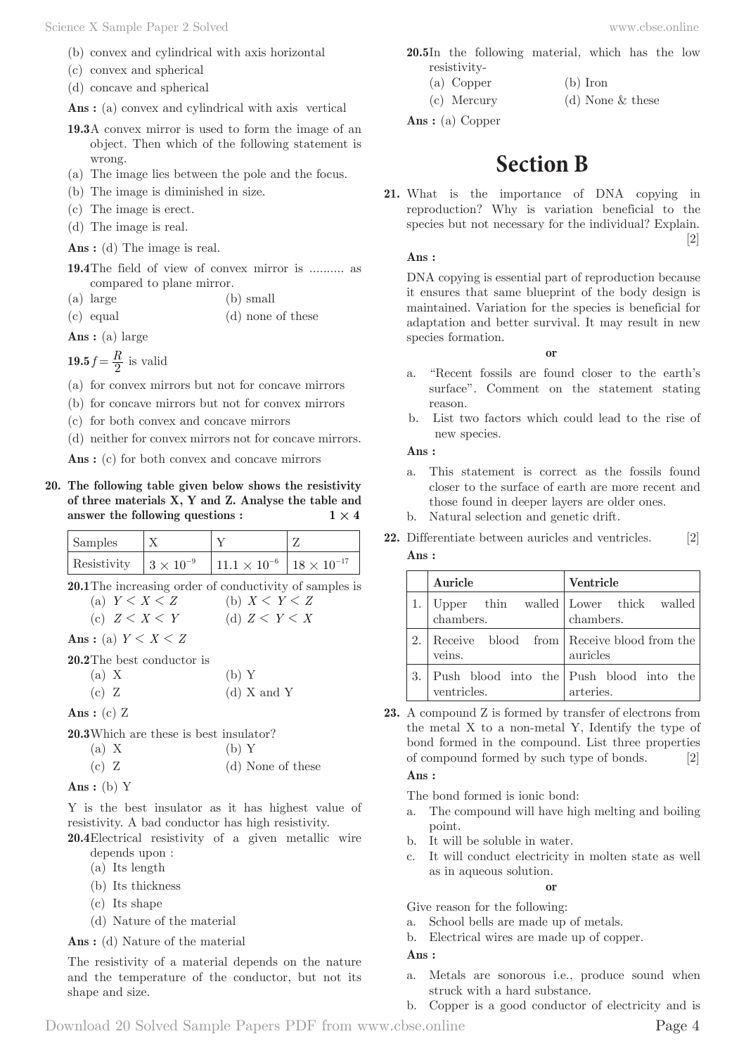(b) convex and cylindrical with axis horizontal

(c) convex and spherical

(d) concave and spherical

**Ans :** (a) convex and cylindrical with axis vertical

**19.3** A convex mirror is used to form the image of an object. Then which of the following statement is wrong.

(a) The image lies between the pole and the focus.

(b) The image is diminished in size.

(c) The image is erect.

(d) The image is real.

**Ans :** (d) The image is real.

**19.4** The field of view of convex mirror is .......... as compared to plane mirror.

(a) large (b) small

(c) equal (d) none of these

**Ans :** (a) large

**19.5** $f = \frac{R}{2}$ is valid

(a) for convex mirrors but not for concave mirrors

(b) for concave mirrors but not for convex mirrors

(c) for both convex and concave mirrors

(d) neither for convex mirrors not for concave mirrors.

**Ans :** (c) for both convex and concave mirrors

**20. The following table given below shows the resistivity of three materials X, Y and Z. Analyse the table and answer the following questions :** **1 × 4**

| Samples | X | Y | Z |
|---|---|---|---|
| Resistivity | $3 \times 10^{-9}$ | $11.1 \times 10^{-6}$ | $18 \times 10^{-17}$ |

**20.1** The increasing order of conductivity of samples is

(a) $Y < X < Z$ (b) $X < Y < Z$

(c) $Z < X < Y$ (d) $Z < Y < X$

**Ans :** (a) $Y < X < Z$

**20.2** The best conductor is

(a) X (b) Y

(c) Z (d) X and Y

**Ans :** (c) Z

**20.3** Which are these is best insulator?

(a) X (b) Y

(c) Z (d) None of these

**Ans :** (b) Y

Y is the best insulator as it has highest value of resistivity. A bad conductor has high resistivity.

**20.4** Electrical resistivity of a given metallic wire depends upon :

(a) Its length

(b) Its thickness

(c) Its shape

(d) Nature of the material

**Ans :** (d) Nature of the material

The resistivity of a material depends on the nature and the temperature of the conductor, but not its shape and size.

**20.5** In the following material, which has the low resistivity-

(a) Copper (b) Iron

(c) Mercury (d) None & these

**Ans :** (a) Copper

# Section B

**21.** What is the importance of DNA copying in reproduction? Why is variation beneficial to the species but not necessary for the individual? Explain. [2]

**Ans :**

DNA copying is essential part of reproduction because it ensures that same blueprint of the body design is maintained. Variation for the species is beneficial for adaptation and better survival. It may result in new species formation.

**or**

a. "Recent fossils are found closer to the earth's surface". Comment on the statement stating reason.

b. List two factors which could lead to the rise of new species.

**Ans :**

a. This statement is correct as the fossils found closer to the surface of earth are more recent and those found in deeper layers are older ones.

b. Natural selection and genetic drift.

**22.** Differentiate between auricles and ventricles. [2]

**Ans :**

| | Auricle | Ventricle |
|---|---|---|
| 1. | Upper thin walled chambers. | Lower thick walled chambers. |
| 2. | Receive blood from veins. | Receive blood from the auricles |
| 3. | Push blood into the ventricles. | Push blood into the arteries. |

**23.** A compound Z is formed by transfer of electrons from the metal X to a non-metal Y, Identify the type of bond formed in the compound. List three properties of compound formed by such type of bonds. [2]

**Ans :**

The bond formed is ionic bond:

a. The compound will have high melting and boiling point.

b. It will be soluble in water.

c. It will conduct electricity in molten state as well as in aqueous solution.

**or**

Give reason for the following:

a. School bells are made up of metals.

b. Electrical wires are made up of copper.

**Ans :**

a. Metals are sonorous i.e., produce sound when struck with a hard substance.

b. Copper is a good conductor of electricity and is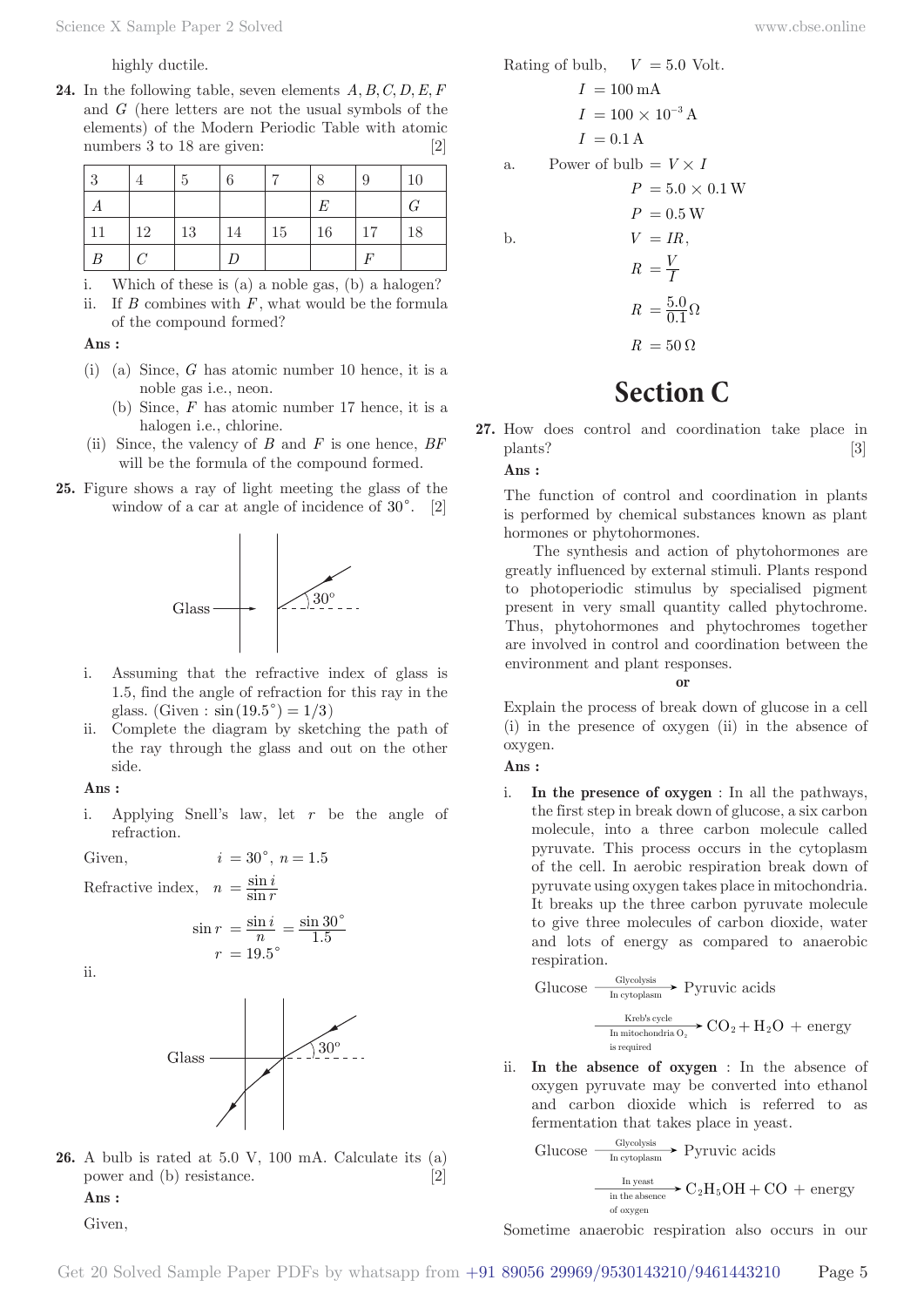highly ductile.

**24.** In the following table, seven elements $A, B, C, D, E, F$ and $G$ (here letters are not the usual symbols of the elements) of the Modern Periodic Table with atomic numbers 3 to 18 are given: [2]

| 3 | 4 | 5 | 6 | 7 | 8 | 9 | 10 |
|---|---|---|---|---|---|---|---|
| $A$ | | | | | $E$ | | $G$ |
| 11 | 12 | 13 | 14 | 15 | 16 | 17 | 18 |
| $B$ | $C$ | | $D$ | | | $F$ | |

i. Which of these is (a) a noble gas, (b) a halogen?
ii. If $B$ combines with $F$, what would be the formula of the compound formed?

**Ans :**

(i) (a) Since, $G$ has atomic number 10 hence, it is a noble gas i.e., neon.
(b) Since, $F$ has atomic number 17 hence, it is a halogen i.e., chlorine.

(ii) Since, the valency of $B$ and $F$ is one hence, $BF$ will be the formula of the compound formed.

**25.** Figure shows a ray of light meeting the glass of the window of a car at angle of incidence of $30^\circ$. [2]

Glass
30°

i. Assuming that the refractive index of glass is 1.5, find the angle of refraction for this ray in the glass. (Given : $\sin(19.5^\circ) = 1/3$)
ii. Complete the diagram by sketching the path of the ray through the glass and out on the other side.

**Ans :**

i. Applying Snell's law, let $r$ be the angle of refraction.

Given, $i = 30^\circ,\ n = 1.5$

Refractive index, $n = \dfrac{\sin i}{\sin r}$

$$\sin r = \frac{\sin i}{n} = \frac{\sin 30^\circ}{1.5}$$
$$r = 19.5^\circ$$

ii.

Glass
30°

**26.** A bulb is rated at 5.0 V, 100 mA. Calculate its (a) power and (b) resistance. [2]

**Ans :**

Given,

Rating of bulb, $V = 5.0$ Volt.

$$I = 100\,\text{mA}$$
$$I = 100 \times 10^{-3}\,\text{A}$$
$$I = 0.1\,\text{A}$$

a. Power of bulb $= V \times I$

$$P = 5.0 \times 0.1\,\text{W}$$
$$P = 0.5\,\text{W}$$

b. $V = IR,$

$$R = \frac{V}{I}$$
$$R = \frac{5.0}{0.1}\,\Omega$$
$$R = 50\,\Omega$$

# Section C

**27.** How does control and coordination take place in plants? [3]

**Ans :**

The function of control and coordination in plants is performed by chemical substances known as plant hormones or phytohormones.

The synthesis and action of phytohormones are greatly influenced by external stimuli. Plants respond to photoperiodic stimulus by specialised pigment present in very small quantity called phytochrome. Thus, phytohormones and phytochromes together are involved in control and coordination between the environment and plant responses.

**or**

Explain the process of break down of glucose in a cell (i) in the presence of oxygen (ii) in the absence of oxygen.

**Ans :**

i. **In the presence of oxygen** : In all the pathways, the first step in break down of glucose, a six carbon molecule, into a three carbon molecule called pyruvate. This process occurs in the cytoplasm of the cell. In aerobic respiration break down of pyruvate using oxygen takes place in mitochondria. It breaks up the three carbon pyruvate molecule to give three molecules of carbon dioxide, water and lots of energy as compared to anaerobic respiration.

$$\text{Glucose} \xrightarrow[\text{In cytoplasm}]{\text{Glycolysis}} \text{Pyruvic acids}$$
$$\xrightarrow[\text{In mitochondria } O_2 \text{ is required}]{\text{Kreb's cycle}} CO_2 + H_2O + \text{energy}$$

ii. **In the absence of oxygen** : In the absence of oxygen pyruvate may be converted into ethanol and carbon dioxide which is referred to as fermentation that takes place in yeast.

$$\text{Glucose} \xrightarrow[\text{In cytoplasm}]{\text{Glycolysis}} \text{Pyruvic acids}$$
$$\xrightarrow[\text{in the absence of oxygen}]{\text{In yeast}} C_2H_5OH + CO + \text{energy}$$

Sometime anaerobic respiration also occurs in our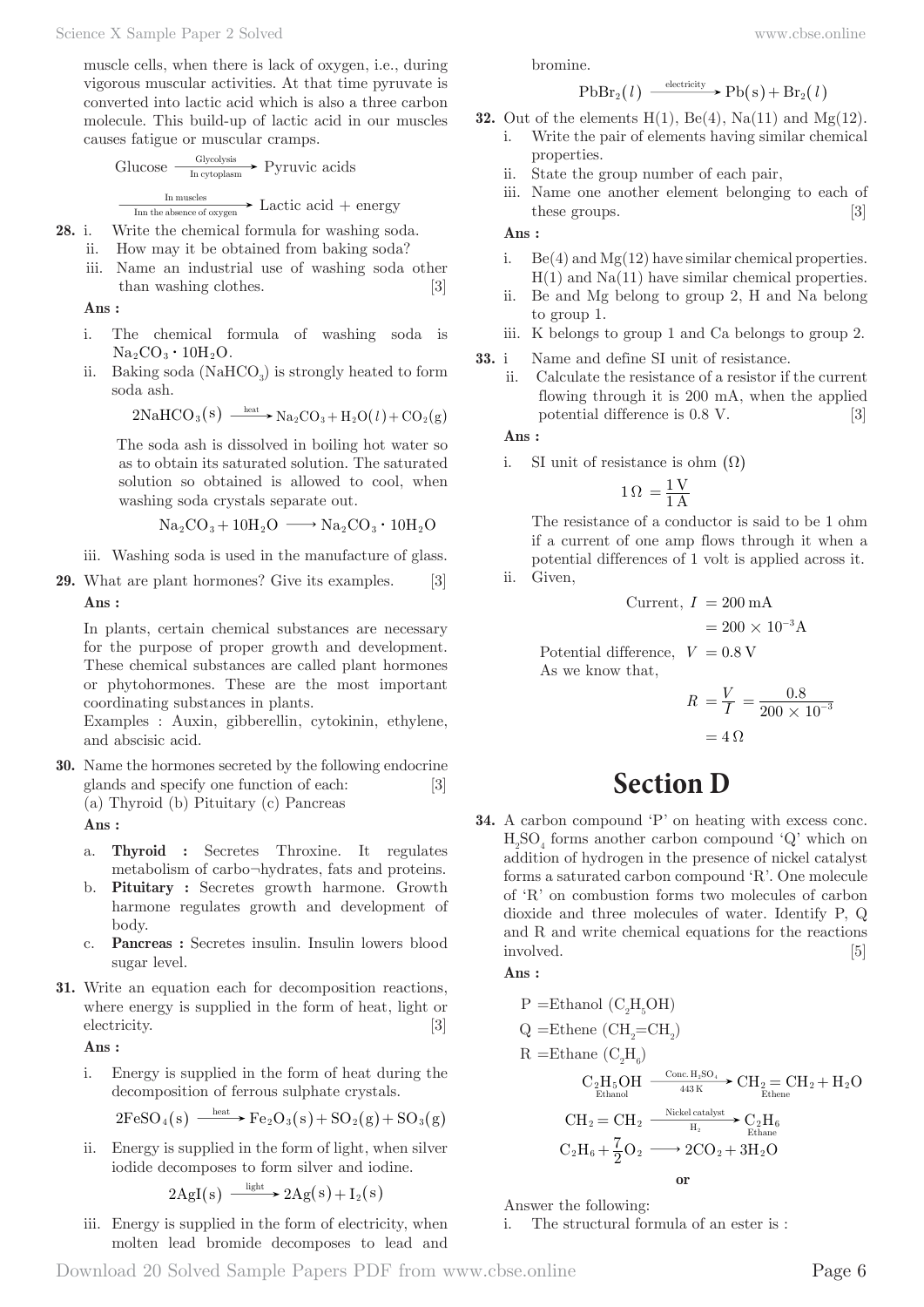muscle cells, when there is lack of oxygen, i.e., during vigorous muscular activities. At that time pyruvate is converted into lactic acid which is also a three carbon molecule. This build-up of lactic acid in our muscles causes fatigue or muscular cramps.

$$\text{Glucose} \xrightarrow[\text{In cytoplasm}]{\text{Glycolysis}} \text{Pyruvic acids}$$

$$\xrightarrow[\text{Inn the absence of oxygen}]{\text{In muscles}} \text{Lactic acid} + \text{energy}$$

**28.** i. Write the chemical formula for washing soda.
ii. How may it be obtained from baking soda?
iii. Name an industrial use of washing soda other than washing clothes. [3]

**Ans :**

i. The chemical formula of washing soda is $Na_2CO_3 \cdot 10H_2O$.

ii. Baking soda ($NaHCO_3$) is strongly heated to form soda ash.

$$2NaHCO_3(s) \xrightarrow{\text{heat}} Na_2CO_3 + H_2O(l) + CO_2(g)$$

The soda ash is dissolved in boiling hot water so as to obtain its saturated solution. The saturated solution so obtained is allowed to cool, when washing soda crystals separate out.

$$Na_2CO_3 + 10H_2O \longrightarrow Na_2CO_3 \cdot 10H_2O$$

iii. Washing soda is used in the manufacture of glass.

**29.** What are plant hormones? Give its examples. [3]

**Ans :**

In plants, certain chemical substances are necessary for the purpose of proper growth and development. These chemical substances are called plant hormones or phytohormones. These are the most important coordinating substances in plants.
Examples : Auxin, gibberellin, cytokinin, ethylene, and abscisic acid.

**30.** Name the hormones secreted by the following endocrine glands and specify one function of each: [3]
(a) Thyroid (b) Pituitary (c) Pancreas

**Ans :**

a. **Thyroid :** Secretes Throxine. It regulates metabolism of carbo¬hydrates, fats and proteins.
b. **Pituitary :** Secretes growth harmone. Growth harmone regulates growth and development of body.
c. **Pancreas :** Secretes insulin. Insulin lowers blood sugar level.

**31.** Write an equation each for decomposition reactions, where energy is supplied in the form of heat, light or electricity. [3]

**Ans :**

i. Energy is supplied in the form of heat during the decomposition of ferrous sulphate crystals.

$$2FeSO_4(s) \xrightarrow{\text{heat}} Fe_2O_3(s) + SO_2(g) + SO_3(g)$$

ii. Energy is supplied in the form of light, when silver iodide decomposes to form silver and iodine.

$$2AgI(s) \xrightarrow{\text{light}} 2Ag(s) + I_2(s)$$

iii. Energy is supplied in the form of electricity, when molten lead bromide decomposes to lead and bromine.

$$PbBr_2(l) \xrightarrow{\text{electricity}} Pb(s) + Br_2(l)$$

**32.** Out of the elements H(1), Be(4), Na(11) and Mg(12).
i. Write the pair of elements having similar chemical properties.
ii. State the group number of each pair,
iii. Name one another element belonging to each of these groups. [3]

**Ans :**

i. Be(4) and Mg(12) have similar chemical properties. H(1) and Na(11) have similar chemical properties.
ii. Be and Mg belong to group 2, H and Na belong to group 1.
iii. K belongs to group 1 and Ca belongs to group 2.

**33.** i Name and define SI unit of resistance.
ii. Calculate the resistance of a resistor if the current flowing through it is 200 mA, when the applied potential difference is 0.8 V. [3]

**Ans :**

i. SI unit of resistance is ohm ($\Omega$)

$$1\,\Omega = \frac{1\text{ V}}{1\text{ A}}$$

The resistance of a conductor is said to be 1 ohm if a current of one amp flows through it when a potential differences of 1 volt is applied across it.

ii. Given,

Current, $I = 200\text{ mA} = 200 \times 10^{-3}\text{A}$

Potential difference, $V = 0.8\text{ V}$

As we know that,

$$R = \frac{V}{I} = \frac{0.8}{200 \times 10^{-3}} = 4\,\Omega$$

## Section D

**34.** A carbon compound 'P' on heating with excess conc. $H_2SO_4$ forms another carbon compound 'Q' which on addition of hydrogen in the presence of nickel catalyst forms a saturated carbon compound 'R'. One molecule of 'R' on combustion forms two molecules of carbon dioxide and three molecules of water. Identify P, Q and R and write chemical equations for the reactions involved. [5]

**Ans :**

P = Ethanol ($C_2H_5OH$)

Q = Ethene ($CH_2{=}CH_2$)

R = Ethane ($C_2H_6$)

$$\underset{\text{Ethanol}}{C_2H_5OH} \xrightarrow[\text{443 K}]{\text{Conc. }H_2SO_4} \underset{\text{Ethene}}{CH_2 = CH_2} + H_2O$$

$$CH_2 = CH_2 \xrightarrow[H_2]{\text{Nickel catalyst}} \underset{\text{Ethane}}{C_2H_6}$$

$$C_2H_6 + \frac{7}{2}O_2 \longrightarrow 2CO_2 + 3H_2O$$

**or**

Answer the following:
i. The structural formula of an ester is :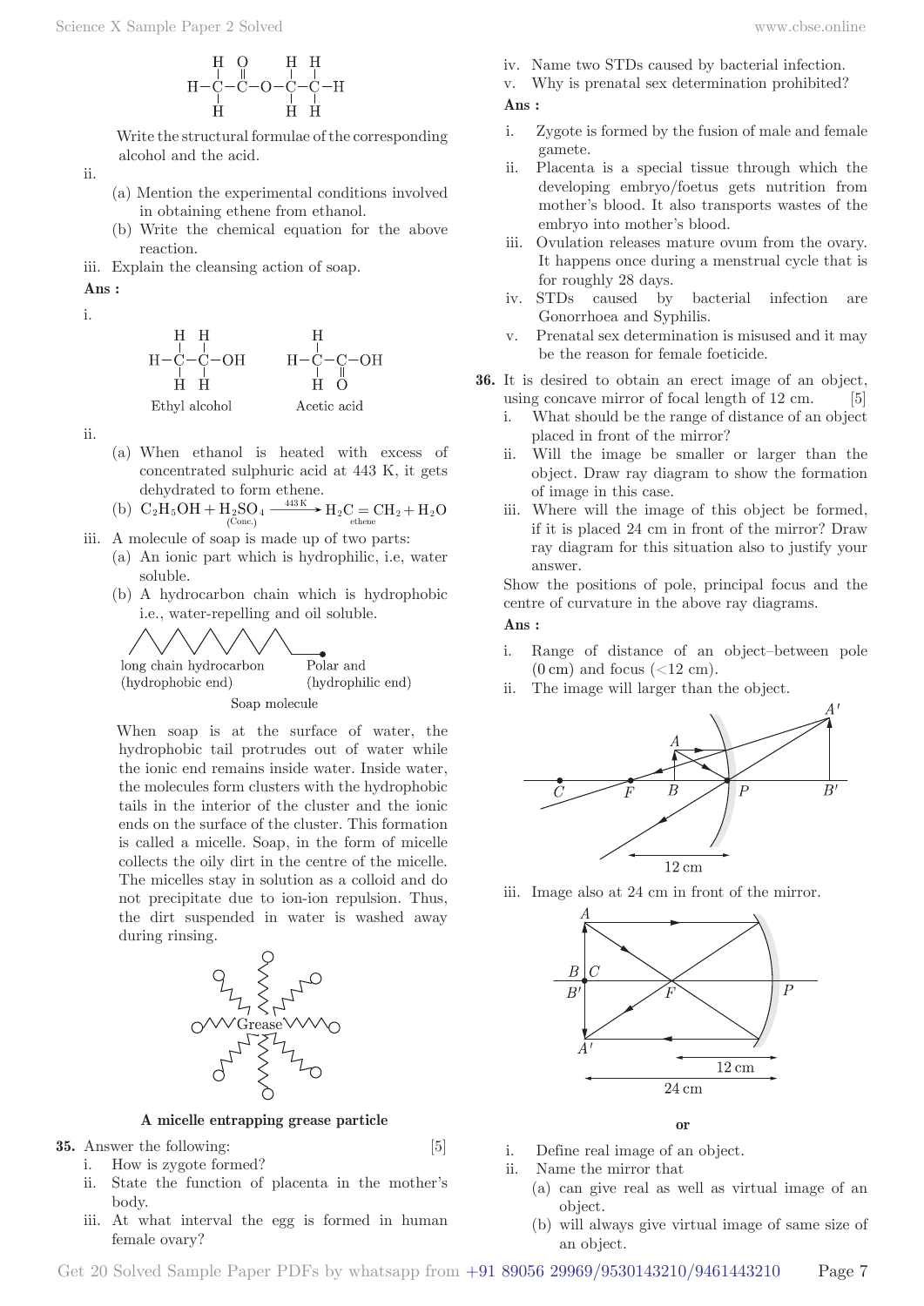$$H-\overset{H}{\underset{H}{C}}-\overset{O}{\overset{\|}{C}}-O-\overset{H}{\underset{H}{C}}-\overset{H}{\underset{H}{C}}-H$$

Write the structural formulae of the corresponding alcohol and the acid.

ii.
(a) Mention the experimental conditions involved in obtaining ethene from ethanol.
(b) Write the chemical equation for the above reaction.

iii. Explain the cleansing action of soap.

**Ans :**

i.

$$H-\overset{H}{\underset{H}{C}}-\overset{H}{\underset{H}{C}}-OH \qquad H-\overset{H}{\underset{H}{C}}-\underset{O}{\underset{\|}{C}}-OH$$

Ethyl alcohol  Acetic acid

ii.
(a) When ethanol is heated with excess of concentrated sulphuric acid at 443 K, it gets dehydrated to form ethene.
(b) $C_2H_5OH + \underset{(Conc.)}{H_2SO_4} \xrightarrow{443\,K} \underset{ethene}{H_2C = CH_2} + H_2O$

iii. A molecule of soap is made up of two parts:
(a) An ionic part which is hydrophilic, i.e, water soluble.
(b) A hydrocarbon chain which is hydrophobic i.e., water-repelling and oil soluble.

long chain hydrocarbon (hydrophobic end) — Polar and (hydrophilic end)

Soap molecule

When soap is at the surface of water, the hydrophobic tail protrudes out of water while the ionic end remains inside water. Inside water, the molecules form clusters with the hydrophobic tails in the interior of the cluster and the ionic ends on the surface of the cluster. This formation is called a micelle. Soap, in the form of micelle collects the oily dirt in the centre of the micelle. The micelles stay in solution as a colloid and do not precipitate due to ion-ion repulsion. Thus, the dirt suspended in water is washed away during rinsing.

Grease

**A micelle entrapping grease particle**

**35.** Answer the following: [5]

i. How is zygote formed?
ii. State the function of placenta in the mother's body.
iii. At what interval the egg is formed in human female ovary?
iv. Name two STDs caused by bacterial infection.
v. Why is prenatal sex determination prohibited?

**Ans :**

i. Zygote is formed by the fusion of male and female gamete.
ii. Placenta is a special tissue through which the developing embryo/foetus gets nutrition from mother's blood. It also transports wastes of the embryo into mother's blood.
iii. Ovulation releases mature ovum from the ovary. It happens once during a menstrual cycle that is for roughly 28 days.
iv. STDs caused by bacterial infection are Gonorrhoea and Syphilis.
v. Prenatal sex determination is misused and it may be the reason for female foeticide.

**36.** It is desired to obtain an erect image of an object, using concave mirror of focal length of 12 cm. [5]

i. What should be the range of distance of an object placed in front of the mirror?
ii. Will the image be smaller or larger than the object. Draw ray diagram to show the formation of image in this case.
iii. Where will the image of this object be formed, if it is placed 24 cm in front of the mirror? Draw ray diagram for this situation also to justify your answer.

Show the positions of pole, principal focus and the centre of curvature in the above ray diagrams.

**Ans :**

i. Range of distance of an object–between pole (0 cm) and focus (<12 cm).
ii. The image will larger than the object.

C F B P B′ A A′ — 12 cm

iii. Image also at 24 cm in front of the mirror.

A B C B′ F P A′ — 12 cm, 24 cm

**or**

i. Define real image of an object.
ii. Name the mirror that
(a) can give real as well as virtual image of an object.
(b) will always give virtual image of same size of an object.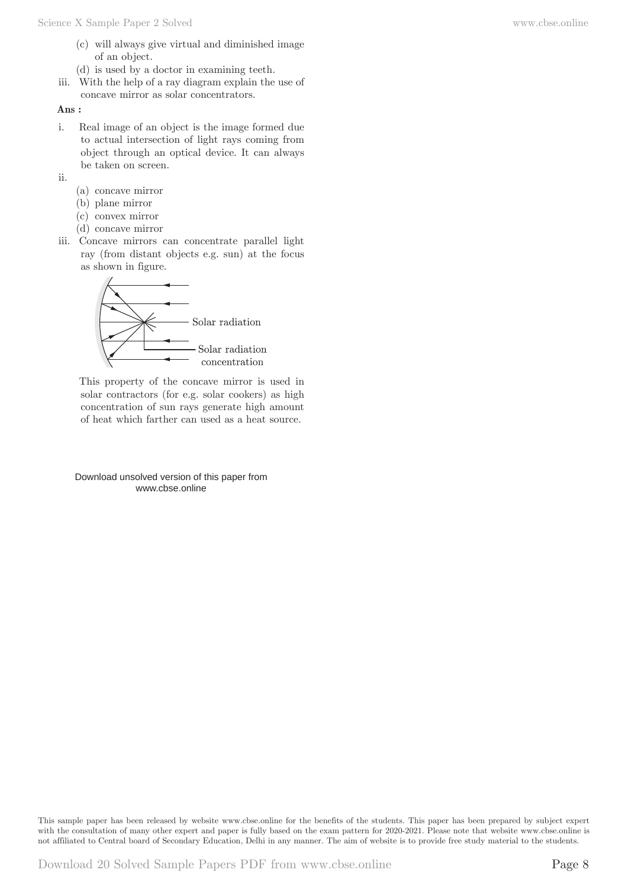(c) will always give virtual and diminished image of an object.

(d) is used by a doctor in examining teeth.

iii. With the help of a ray diagram explain the use of concave mirror as solar concentrators.

**Ans :**

i. Real image of an object is the image formed due to actual intersection of light rays coming from object through an optical device. It can always be taken on screen.

ii.

(a) concave mirror

(b) plane mirror

(c) convex mirror

(d) concave mirror

iii. Concave mirrors can concentrate parallel light ray (from distant objects e.g. sun) at the focus as shown in figure.

Solar radiation

Solar radiation concentration

This property of the concave mirror is used in solar contractors (for e.g. solar cookers) as high concentration of sun rays generate high amount of heat which farther can used as a heat source.

Download unsolved version of this paper from www.cbse.online

This sample paper has been released by website www.cbse.online for the benefits of the students. This paper has been prepared by subject expert with the consultation of many other expert and paper is fully based on the exam pattern for 2020-2021. Please note that website www.cbse.online is not affiliated to Central board of Secondary Education, Delhi in any manner. The aim of website is to provide free study material to the students.